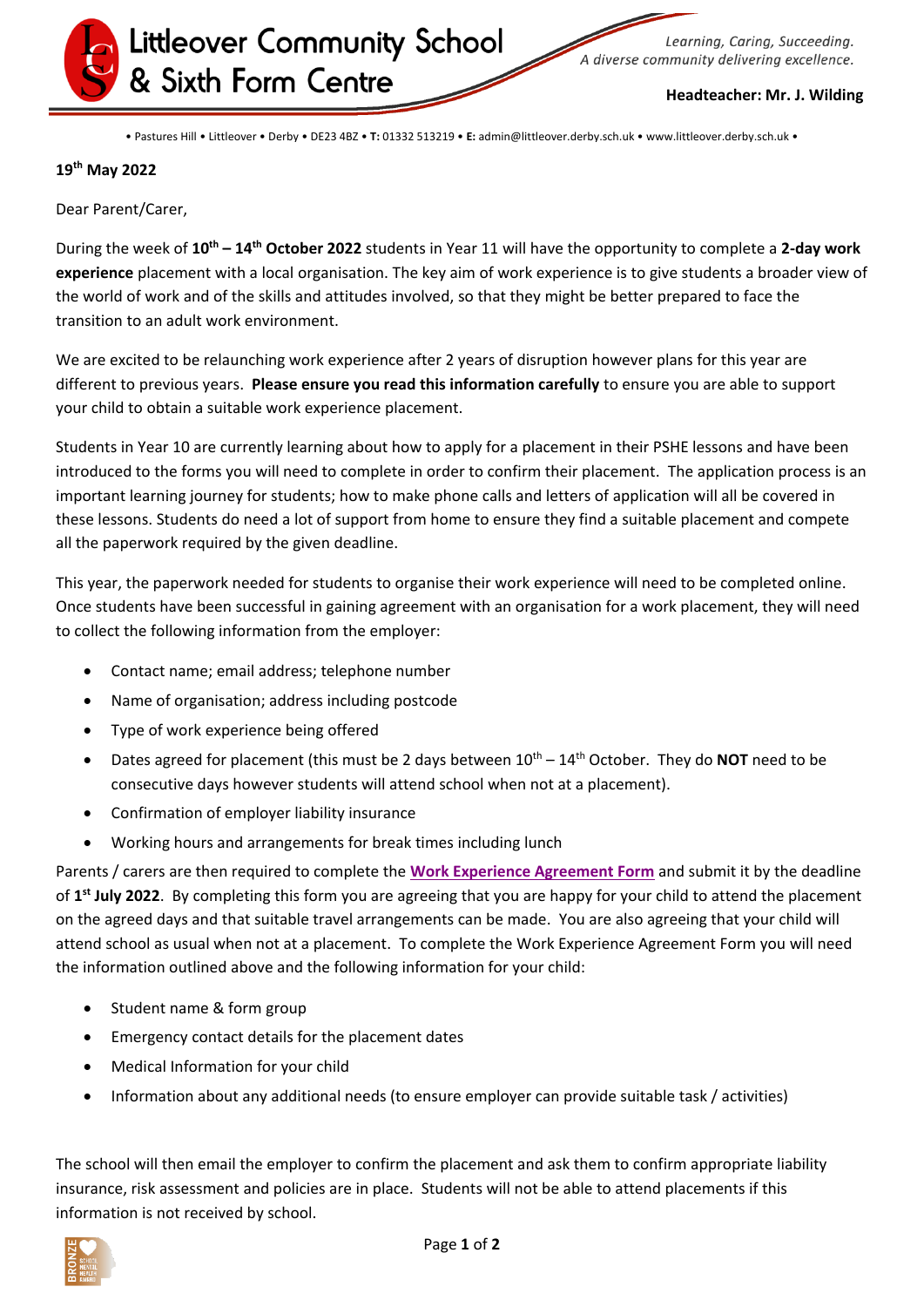# Littleover Community School & Sixth Form Centre

*Learning, Caring, Succeeding.*
*A diverse community delivering excellence.*

**Headteacher: Mr. J. Wilding**

• Pastures Hill • Littleover • Derby • DE23 4BZ • **T:** 01332 513219 • **E:** admin@littleover.derby.sch.uk • www.littleover.derby.sch.uk •

**19th May 2022**

Dear Parent/Carer,

During the week of **10th – 14th October 2022** students in Year 11 will have the opportunity to complete a **2-day work experience** placement with a local organisation. The key aim of work experience is to give students a broader view of the world of work and of the skills and attitudes involved, so that they might be better prepared to face the transition to an adult work environment.

We are excited to be relaunching work experience after 2 years of disruption however plans for this year are different to previous years. **Please ensure you read this information carefully** to ensure you are able to support your child to obtain a suitable work experience placement.

Students in Year 10 are currently learning about how to apply for a placement in their PSHE lessons and have been introduced to the forms you will need to complete in order to confirm their placement. The application process is an important learning journey for students; how to make phone calls and letters of application will all be covered in these lessons. Students do need a lot of support from home to ensure they find a suitable placement and compete all the paperwork required by the given deadline.

This year, the paperwork needed for students to organise their work experience will need to be completed online. Once students have been successful in gaining agreement with an organisation for a work placement, they will need to collect the following information from the employer:

- Contact name; email address; telephone number
- Name of organisation; address including postcode
- Type of work experience being offered
- Dates agreed for placement (this must be 2 days between 10th – 14th October. They do **NOT** need to be consecutive days however students will attend school when not at a placement).
- Confirmation of employer liability insurance
- Working hours and arrangements for break times including lunch

Parents / carers are then required to complete the **Work Experience Agreement Form** and submit it by the deadline of **1st July 2022**. By completing this form you are agreeing that you are happy for your child to attend the placement on the agreed days and that suitable travel arrangements can be made. You are also agreeing that your child will attend school as usual when not at a placement. To complete the Work Experience Agreement Form you will need the information outlined above and the following information for your child:

- Student name & form group
- Emergency contact details for the placement dates
- Medical Information for your child
- Information about any additional needs (to ensure employer can provide suitable task / activities)

The school will then email the employer to confirm the placement and ask them to confirm appropriate liability insurance, risk assessment and policies are in place. Students will not be able to attend placements if this information is not received by school.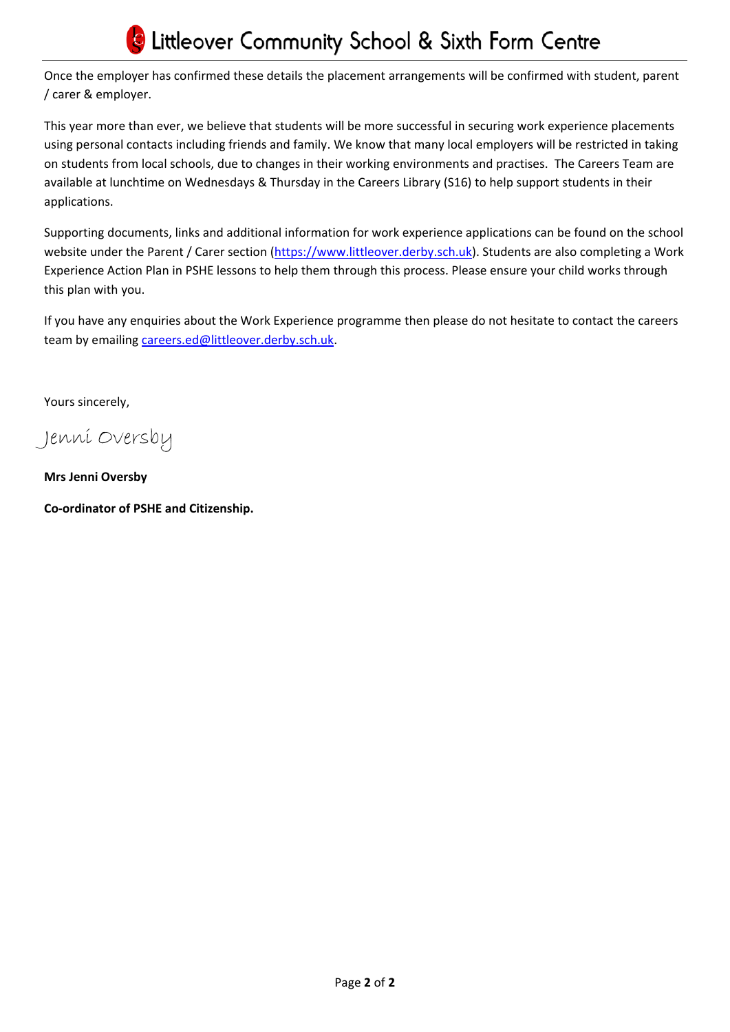Once the employer has confirmed these details the placement arrangements will be confirmed with student, parent / carer & employer.

This year more than ever, we believe that students will be more successful in securing work experience placements using personal contacts including friends and family. We know that many local employers will be restricted in taking on students from local schools, due to changes in their working environments and practises. The Careers Team are available at lunchtime on Wednesdays & Thursday in the Careers Library (S16) to help support students in their applications.

Supporting documents, links and additional information for work experience applications can be found on the school website under the Parent / Carer section (https://www.littleover.derby.sch.uk). Students are also completing a Work Experience Action Plan in PSHE lessons to help them through this process. Please ensure your child works through this plan with you.

If you have any enquiries about the Work Experience programme then please do not hesitate to contact the careers team by emailing careers.ed@littleover.derby.sch.uk.

Yours sincerely,

Jenni Oversby

**Mrs Jenni Oversby**

**Co-ordinator of PSHE and Citizenship.**